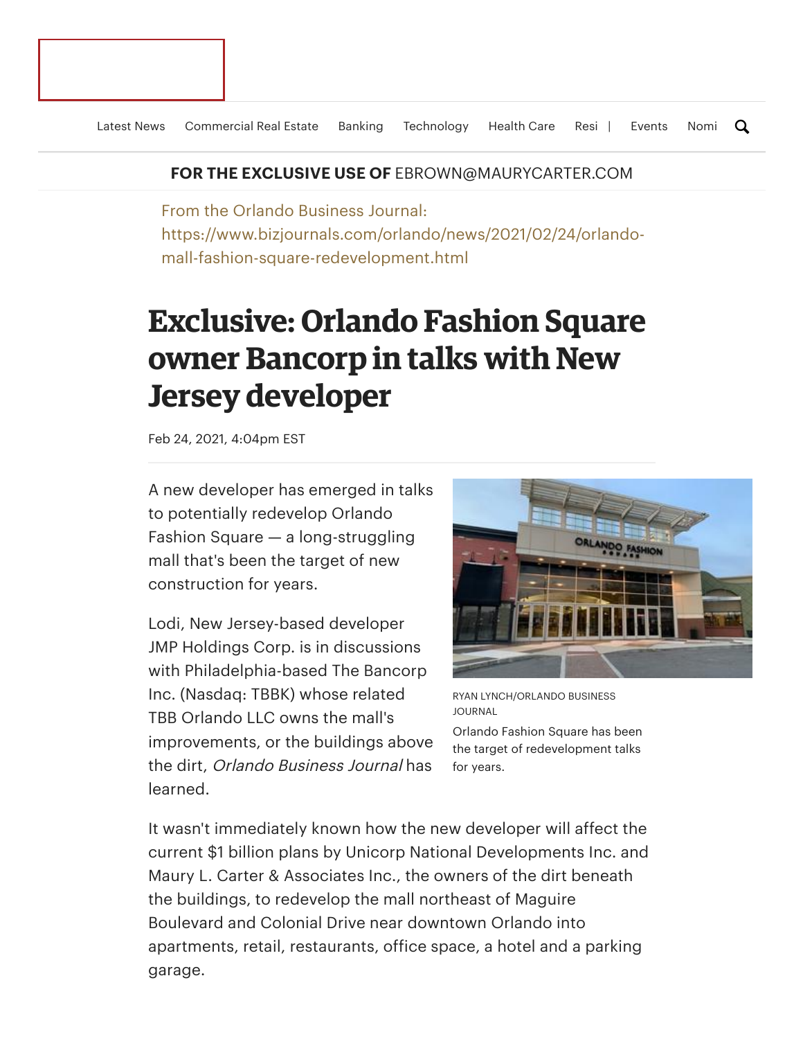FOR THE EXCLUSIVE USE OF EBROWN@MAURYCARTER.COM

From the Orlando Business Journal:
https://www.bizjournals.com/orlando/news/2021/02/24/orlando-mall-fashion-square-redevelopment.html

# Exclusive: Orlando Fashion Square owner Bancorp in talks with New Jersey developer

Feb 24, 2021, 4:04pm EST

A new developer has emerged in talks to potentially redevelop Orlando Fashion Square — a long-struggling mall that's been the target of new construction for years.

RYAN LYNCH/ORLANDO BUSINESS JOURNAL

Orlando Fashion Square has been the target of redevelopment talks for years.

Lodi, New Jersey-based developer JMP Holdings Corp. is in discussions with Philadelphia-based The Bancorp Inc. (Nasdaq: TBBK) whose related TBB Orlando LLC owns the mall's improvements, or the buildings above the dirt, *Orlando Business Journal* has learned.

It wasn't immediately known how the new developer will affect the current $1 billion plans by Unicorp National Developments Inc. and Maury L. Carter & Associates Inc., the owners of the dirt beneath the buildings, to redevelop the mall northeast of Maguire Boulevard and Colonial Drive near downtown Orlando into apartments, retail, restaurants, office space, a hotel and a parking garage.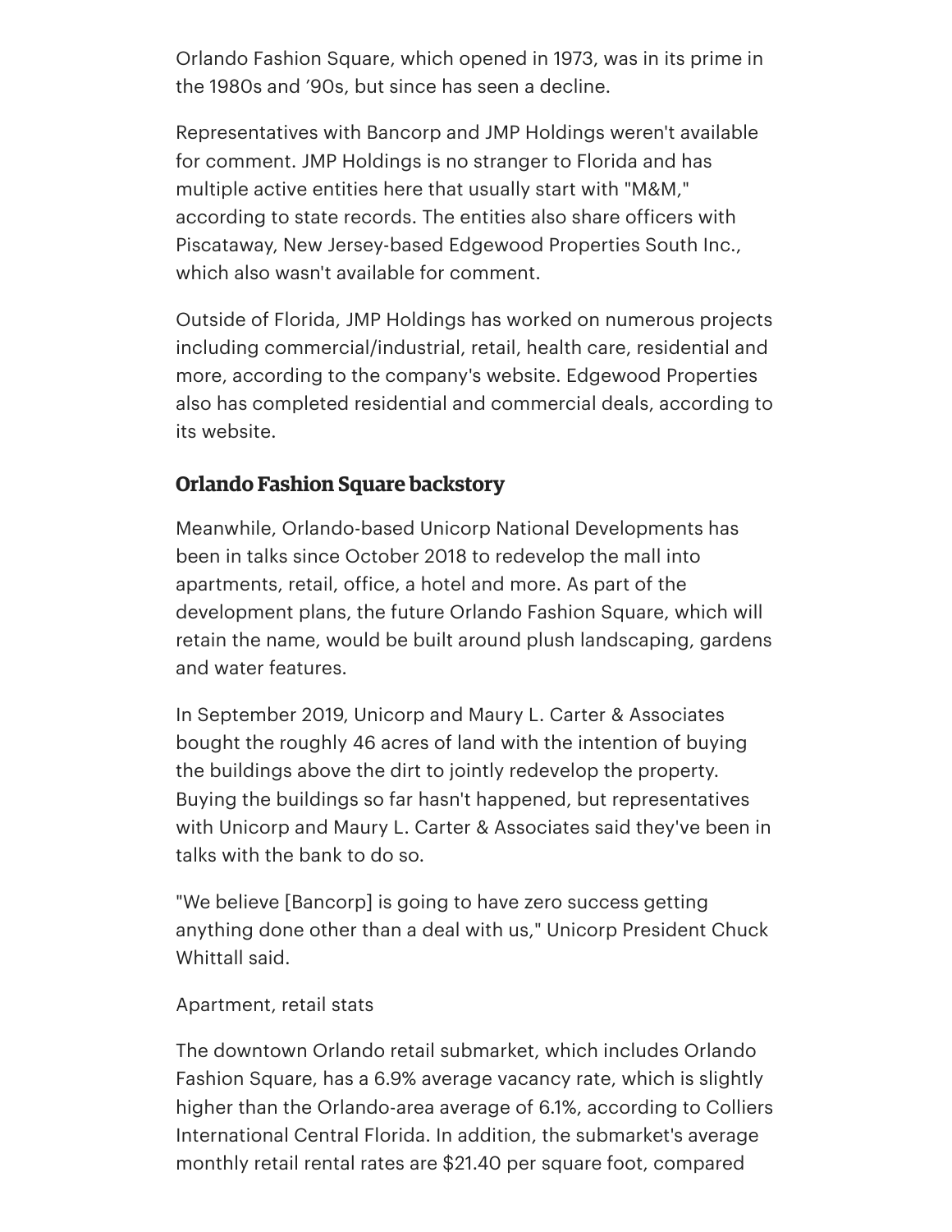Orlando Fashion Square, which opened in 1973, was in its prime in the 1980s and '90s, but since has seen a decline.

Representatives with Bancorp and JMP Holdings weren't available for comment. JMP Holdings is no stranger to Florida and has multiple active entities here that usually start with "M&M," according to state records. The entities also share officers with Piscataway, New Jersey-based Edgewood Properties South Inc., which also wasn't available for comment.

Outside of Florida, JMP Holdings has worked on numerous projects including commercial/industrial, retail, health care, residential and more, according to the company's website. Edgewood Properties also has completed residential and commercial deals, according to its website.

## Orlando Fashion Square backstory

Meanwhile, Orlando-based Unicorp National Developments has been in talks since October 2018 to redevelop the mall into apartments, retail, office, a hotel and more. As part of the development plans, the future Orlando Fashion Square, which will retain the name, would be built around plush landscaping, gardens and water features.

In September 2019, Unicorp and Maury L. Carter & Associates bought the roughly 46 acres of land with the intention of buying the buildings above the dirt to jointly redevelop the property. Buying the buildings so far hasn't happened, but representatives with Unicorp and Maury L. Carter & Associates said they've been in talks with the bank to do so.

"We believe [Bancorp] is going to have zero success getting anything done other than a deal with us," Unicorp President Chuck Whittall said.

Apartment, retail stats

The downtown Orlando retail submarket, which includes Orlando Fashion Square, has a 6.9% average vacancy rate, which is slightly higher than the Orlando-area average of 6.1%, according to Colliers International Central Florida. In addition, the submarket's average monthly retail rental rates are $21.40 per square foot, compared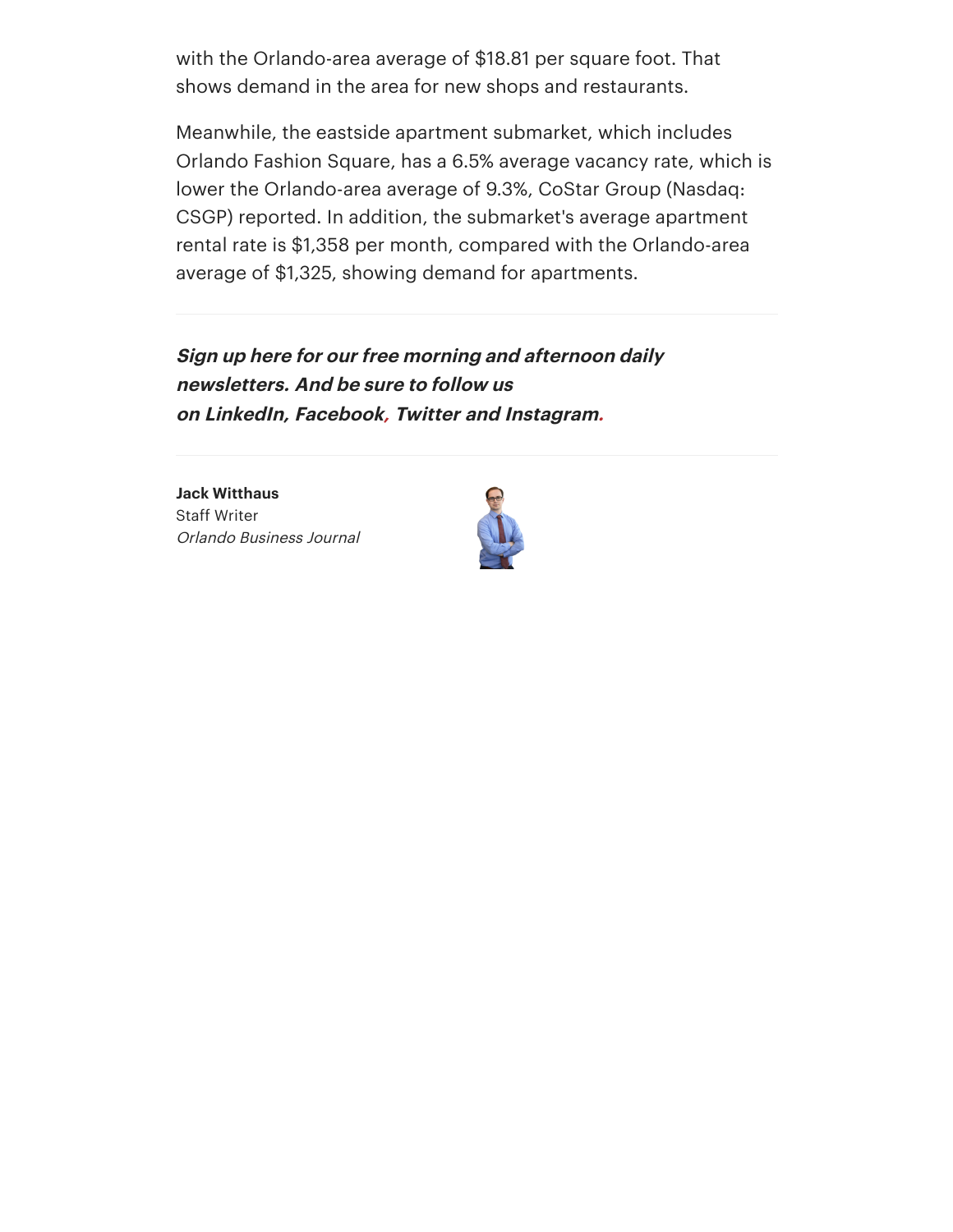with the Orlando-area average of $18.81 per square foot. That shows demand in the area for new shops and restaurants.

Meanwhile, the eastside apartment submarket, which includes Orlando Fashion Square, has a 6.5% average vacancy rate, which is lower the Orlando-area average of 9.3%, CoStar Group (Nasdaq: CSGP) reported. In addition, the submarket's average apartment rental rate is $1,358 per month, compared with the Orlando-area average of $1,325, showing demand for apartments.

---

***Sign up here for our free morning and afternoon daily newsletters. And be sure to follow us on LinkedIn, Facebook, Twitter and Instagram.***

---

**Jack Witthaus**
Staff Writer
*Orlando Business Journal*